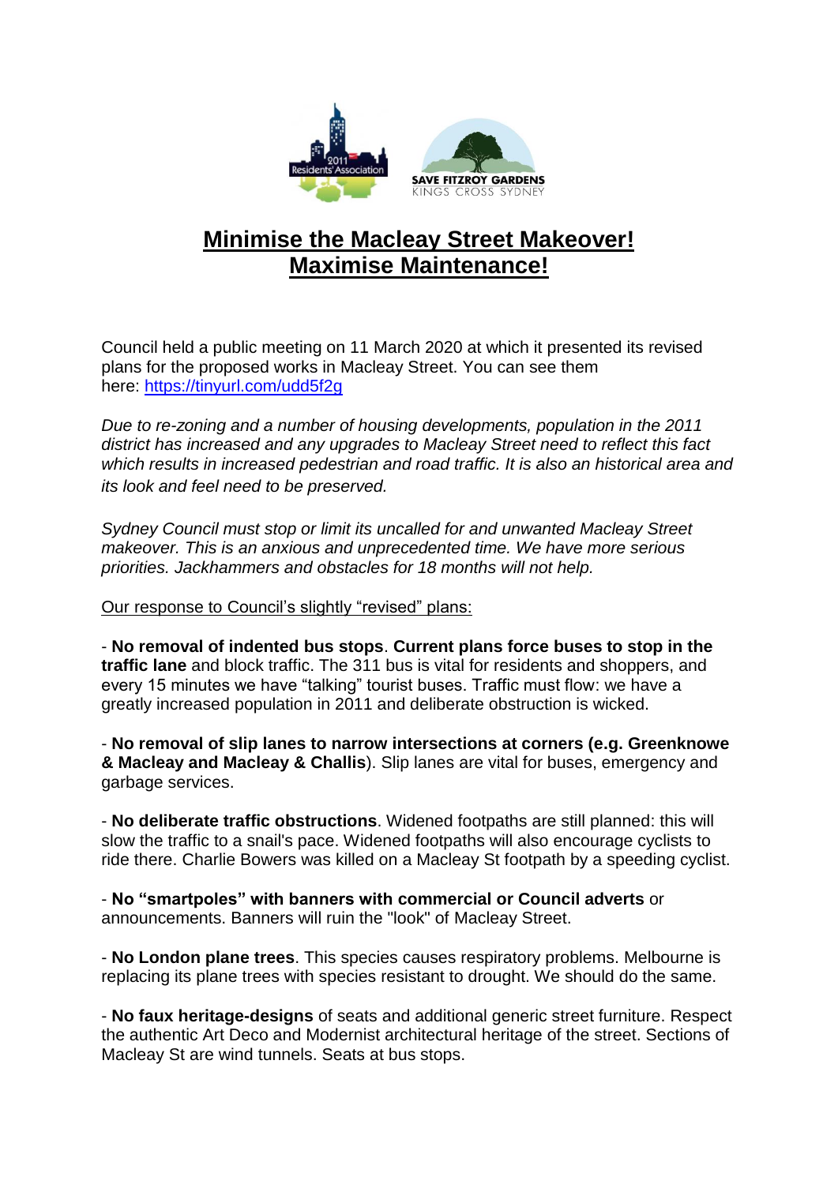# Minimise the Macleay Street Makeover! Maximise Maintenance!

Council held a public meeting on 11 March 2020 at which it presented its revised plans for the proposed works in Macleay Street. You can see them here: https://tinyurl.com/udd5f2g

*Due to re-zoning and a number of housing developments, population in the 2011 district has increased and any upgrades to Macleay Street need to reflect this fact which results in increased pedestrian and road traffic. It is also an historical area and its look and feel need to be preserved.*

*Sydney Council must stop or limit its uncalled for and unwanted Macleay Street makeover. This is an anxious and unprecedented time. We have more serious priorities. Jackhammers and obstacles for 18 months will not help.*

Our response to Council's slightly "revised" plans:

- **No removal of indented bus stops**. **Current plans force buses to stop in the traffic lane** and block traffic. The 311 bus is vital for residents and shoppers, and every 15 minutes we have "talking" tourist buses. Traffic must flow: we have a greatly increased population in 2011 and deliberate obstruction is wicked.

- **No removal of slip lanes to narrow intersections at corners (e.g. Greenknowe & Macleay and Macleay & Challis**). Slip lanes are vital for buses, emergency and garbage services.

- **No deliberate traffic obstructions**. Widened footpaths are still planned: this will slow the traffic to a snail's pace. Widened footpaths will also encourage cyclists to ride there. Charlie Bowers was killed on a Macleay St footpath by a speeding cyclist.

- **No "smartpoles" with banners with commercial or Council adverts** or announcements. Banners will ruin the "look" of Macleay Street.

- **No London plane trees**. This species causes respiratory problems. Melbourne is replacing its plane trees with species resistant to drought. We should do the same.

- **No faux heritage-designs** of seats and additional generic street furniture. Respect the authentic Art Deco and Modernist architectural heritage of the street. Sections of Macleay St are wind tunnels. Seats at bus stops.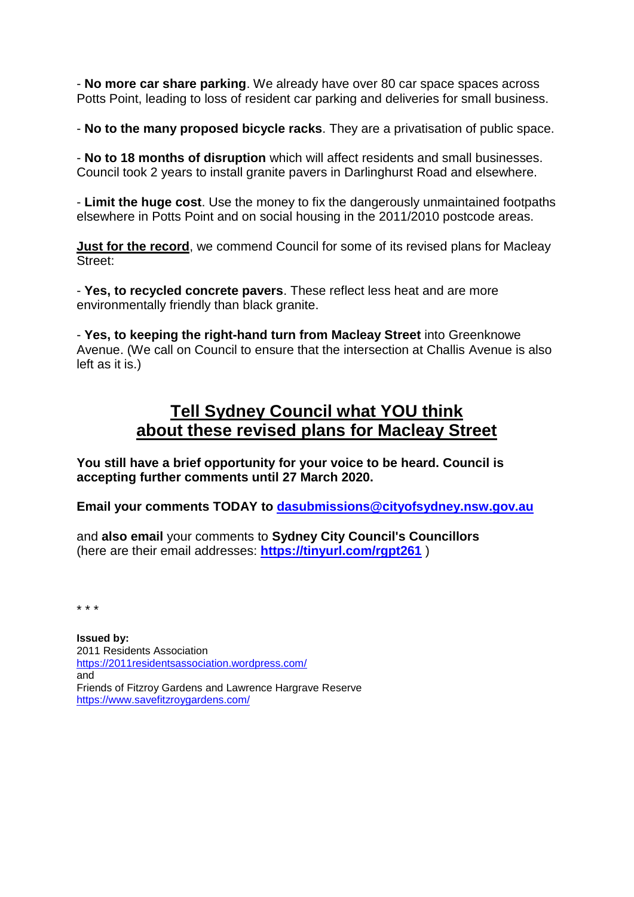- **No more car share parking**. We already have over 80 car space spaces across Potts Point, leading to loss of resident car parking and deliveries for small business.

- **No to the many proposed bicycle racks**. They are a privatisation of public space.

- **No to 18 months of disruption** which will affect residents and small businesses. Council took 2 years to install granite pavers in Darlinghurst Road and elsewhere.

- **Limit the huge cost**. Use the money to fix the dangerously unmaintained footpaths elsewhere in Potts Point and on social housing in the 2011/2010 postcode areas.

**Just for the record**, we commend Council for some of its revised plans for Macleay Street:

- **Yes, to recycled concrete pavers**. These reflect less heat and are more environmentally friendly than black granite.

- **Yes, to keeping the right-hand turn from Macleay Street** into Greenknowe Avenue. (We call on Council to ensure that the intersection at Challis Avenue is also left as it is.)

## Tell Sydney Council what YOU think about these revised plans for Macleay Street

**You still have a brief opportunity for your voice to be heard. Council is accepting further comments until 27 March 2020.**

**Email your comments TODAY to [dasubmissions@cityofsydney.nsw.gov.au](mailto:dasubmissions@cityofsydney.nsw.gov.au)**

and **also email** your comments to **Sydney City Council's Councillors** (here are their email addresses: **[https://tinyurl.com/rgpt261](https://tinyurl.com/rgpt261)** )

\* \* \*

**Issued by:**
2011 Residents Association
[https://2011residentsassociation.wordpress.com/](https://2011residentsassociation.wordpress.com/)
and
Friends of Fitzroy Gardens and Lawrence Hargrave Reserve
[https://www.savefitzroygardens.com/](https://www.savefitzroygardens.com/)